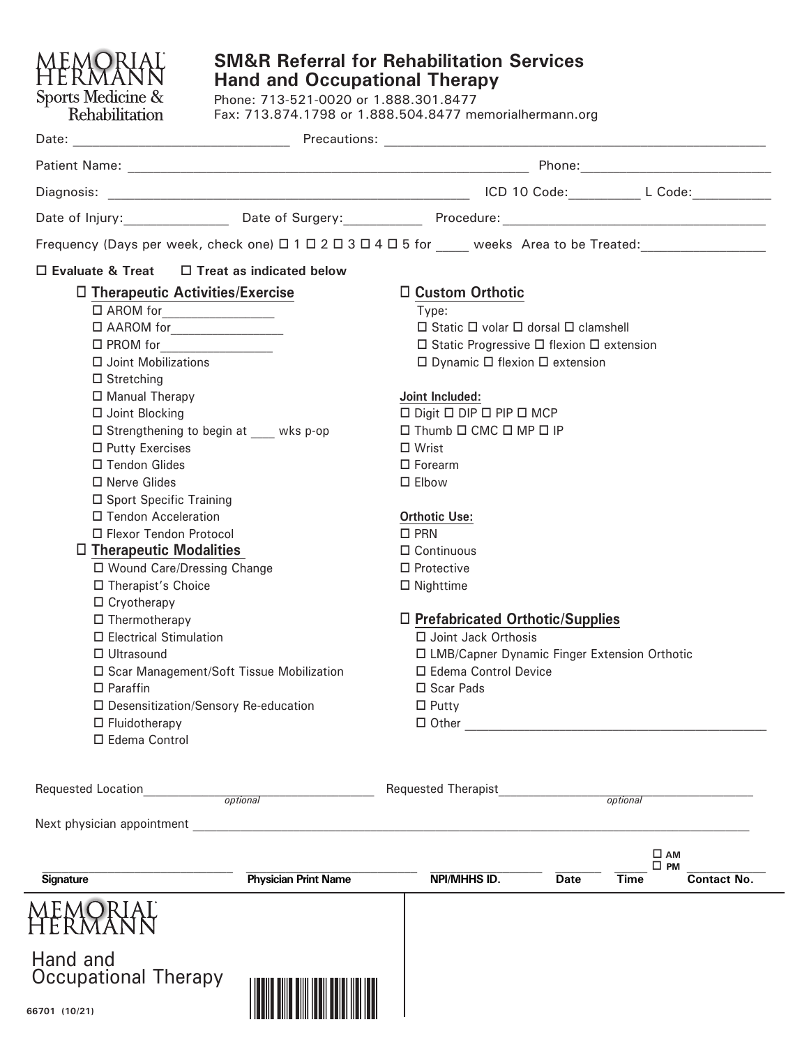MEMORIAL HERMANN
Sports Medicine & Rehabilitation

# SM&R Referral for Rehabilitation Services
# Hand and Occupational Therapy

Phone: 713-521-0020 or 1.888.301.8477
Fax: 713.874.1798 or 1.888.504.8477 memorialhermann.org

Date: ____________________________ Precautions: ______________________________________________

Patient Name: ______________________________________________________ Phone: _______________________

Diagnosis: _______________________________________________ ICD 10 Code: _________ L Code: __________

Date of Injury: ______________ Date of Surgery: __________ Procedure: ___________________________________

Frequency (Days per week, check one) ☐ 1 ☐ 2 ☐ 3 ☐ 4 ☐ 5 for _____ weeks Area to be Treated: _________________

☐ **Evaluate & Treat** ☐ **Treat as indicated below**

☐ **Therapeutic Activities/Exercise**
- ☐ AROM for________________
- ☐ AAROM for________________
- ☐ PROM for________________
- ☐ Joint Mobilizations
- ☐ Stretching
- ☐ Manual Therapy
- ☐ Joint Blocking
- ☐ Strengthening to begin at ____ wks p-op
- ☐ Putty Exercises
- ☐ Tendon Glides
- ☐ Nerve Glides
- ☐ Sport Specific Training
- ☐ Tendon Acceleration
- ☐ Flexor Tendon Protocol

☐ **Therapeutic Modalities**
- ☐ Wound Care/Dressing Change
- ☐ Therapist's Choice
- ☐ Cryotherapy
- ☐ Thermotherapy
- ☐ Electrical Stimulation
- ☐ Ultrasound
- ☐ Scar Management/Soft Tissue Mobilization
- ☐ Paraffin
- ☐ Desensitization/Sensory Re-education
- ☐ Fluidotherapy
- ☐ Edema Control

☐ **Custom Orthotic**

Type:
- ☐ Static ☐ volar ☐ dorsal ☐ clamshell
- ☐ Static Progressive ☐ flexion ☐ extension
- ☐ Dynamic ☐ flexion ☐ extension

**Joint Included:**
- ☐ Digit ☐ DIP ☐ PIP ☐ MCP
- ☐ Thumb ☐ CMC ☐ MP ☐ IP
- ☐ Wrist
- ☐ Forearm
- ☐ Elbow

**Orthotic Use:**
- ☐ PRN
- ☐ Continuous
- ☐ Protective
- ☐ Nighttime

☐ **Prefabricated Orthotic/Supplies**
- ☐ Joint Jack Orthosis
- ☐ LMB/Capner Dynamic Finger Extension Orthotic
- ☐ Edema Control Device
- ☐ Scar Pads
- ☐ Putty
- ☐ Other ___________________________________________

Requested Location________________________________ *optional* Requested Therapist____________________________________ *optional*

Next physician appointment ______________________________________________________________________________

| Signature | Physician Print Name | NPI/MHHS ID. | Date | Time ☐ AM ☐ PM | Contact No. |
|---|---|---|---|---|---|
| | | | | | |

MEMORIAL HERMANN

Hand and Occupational Therapy

66701 (10/21)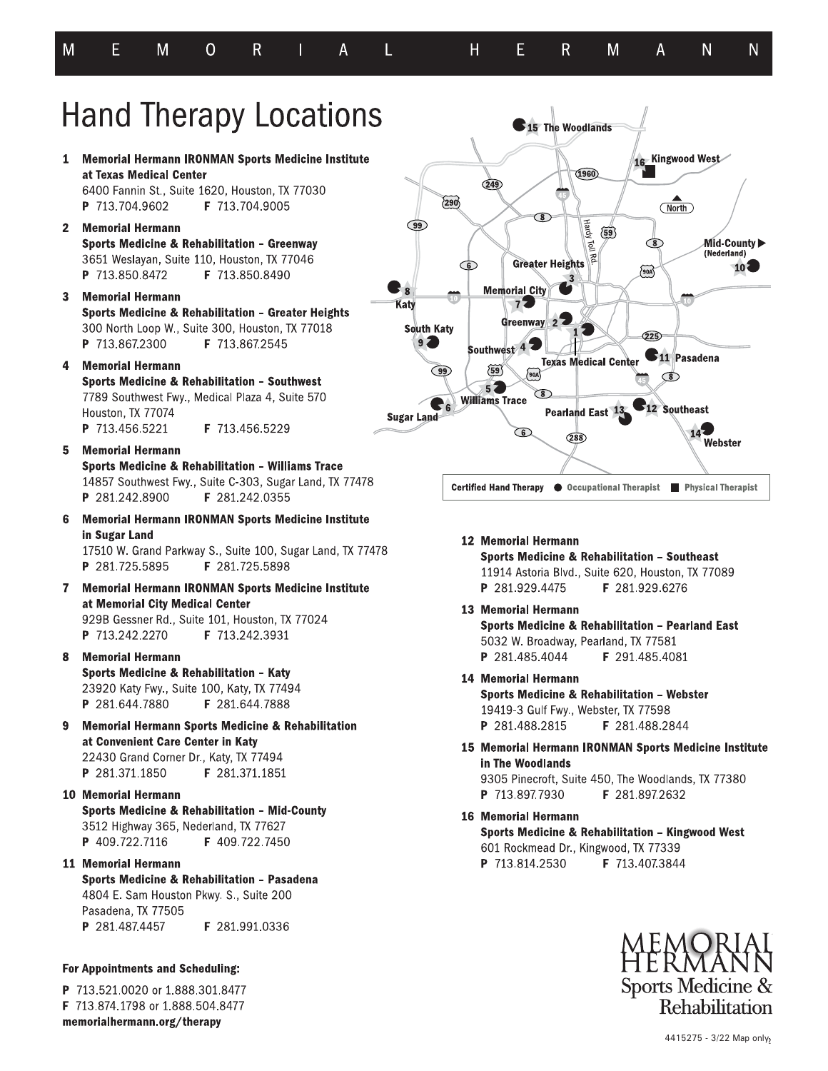MEMORIAL HERMANN

# Hand Therapy Locations

**1 Memorial Hermann IRONMAN Sports Medicine Institute at Texas Medical Center**
6400 Fannin St., Suite 1620, Houston, TX 77030
**P** 713.704.9602 **F** 713.704.9005

**2 Memorial Hermann Sports Medicine & Rehabilitation – Greenway**
3651 Weslayan, Suite 110, Houston, TX 77046
**P** 713.850.8472 **F** 713.850.8490

**3 Memorial Hermann Sports Medicine & Rehabilitation – Greater Heights**
300 North Loop W., Suite 300, Houston, TX 77018
**P** 713.867.2300 **F** 713.867.2545

**4 Memorial Hermann Sports Medicine & Rehabilitation – Southwest**
7789 Southwest Fwy., Medical Plaza 4, Suite 570
Houston, TX 77074
**P** 713.456.5221 **F** 713.456.5229

**5 Memorial Hermann Sports Medicine & Rehabilitation – Williams Trace**
14857 Southwest Fwy., Suite C-303, Sugar Land, TX 77478
**P** 281.242.8900 **F** 281.242.0355

**6 Memorial Hermann IRONMAN Sports Medicine Institute in Sugar Land**
17510 W. Grand Parkway S., Suite 100, Sugar Land, TX 77478
**P** 281.725.5895 **F** 281.725.5898

**7 Memorial Hermann IRONMAN Sports Medicine Institute at Memorial City Medical Center**
929B Gessner Rd., Suite 101, Houston, TX 77024
**P** 713.242.2270 **F** 713.242.3931

**8 Memorial Hermann Sports Medicine & Rehabilitation – Katy**
23920 Katy Fwy., Suite 100, Katy, TX 77494
**P** 281.644.7880 **F** 281.644.7888

**9 Memorial Hermann Sports Medicine & Rehabilitation at Convenient Care Center in Katy**
22430 Grand Corner Dr., Katy, TX 77494
**P** 281.371.1850 **F** 281.371.1851

**10 Memorial Hermann Sports Medicine & Rehabilitation – Mid-County**
3512 Highway 365, Nederland, TX 77627
**P** 409.722.7116 **F** 409.722.7450

**11 Memorial Hermann Sports Medicine & Rehabilitation – Pasadena**
4804 E. Sam Houston Pkwy. S., Suite 200
Pasadena, TX 77505
**P** 281.487.4457 **F** 281.991.0336

**For Appointments and Scheduling:**

**P** 713.521.0020 or 1.888.301.8477
**F** 713.874.1798 or 1.888.504.8477
**memorialhermann.org/therapy**

15 The Woodlands
16 Kingwood West
North
Mid-County (Nederland) 10
Greater Heights 3
8 Katy
Memorial City 7
Greenway 2
1
South Katy 9
Southwest 4
Texas Medical Center
11 Pasadena
5 Williams Trace
6 Sugar Land
Pearland East 13
12 Southeast
14 Webster
Hardy Toll Rd.
1960 249 290 45 99 8 59 6 90A 10 225 288

Certified Hand Therapy ● Occupational Therapist ■ Physical Therapist

**12 Memorial Hermann Sports Medicine & Rehabilitation – Southeast**
11914 Astoria Blvd., Suite 620, Houston, TX 77089
**P** 281.929.4475 **F** 281.929.6276

**13 Memorial Hermann Sports Medicine & Rehabilitation – Pearland East**
5032 W. Broadway, Pearland, TX 77581
**P** 281.485.4044 **F** 291.485.4081

**14 Memorial Hermann Sports Medicine & Rehabilitation – Webster**
19419-3 Gulf Fwy., Webster, TX 77598
**P** 281.488.2815 **F** 281.488.2844

**15 Memorial Hermann IRONMAN Sports Medicine Institute in The Woodlands**
9305 Pinecroft, Suite 450, The Woodlands, TX 77380
**P** 713.897.7930 **F** 281.897.2632

**16 Memorial Hermann Sports Medicine & Rehabilitation – Kingwood West**
601 Rockmead Dr., Kingwood, TX 77339
**P** 713.814.2530 **F** 713.407.3844

MEMORIAL HERMANN
Sports Medicine & Rehabilitation

4415275 - 3/22 Map only